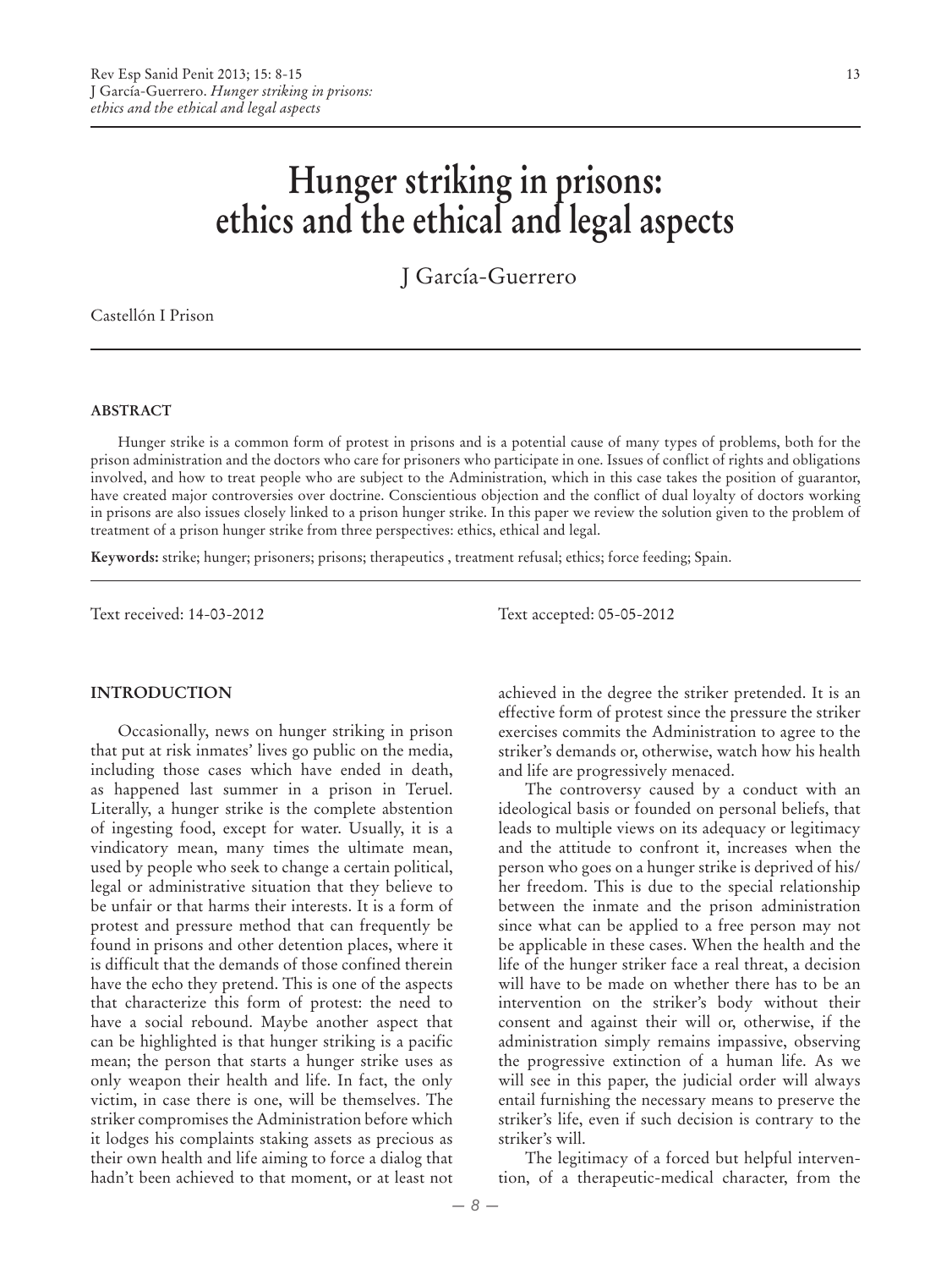# Hunger striking in prisons: ethics and the ethical and legal aspects

J García-Guerrero

Castellón I Prison

**ABSTRACT**

Hunger strike is a common form of protest in prisons and is a potential cause of many types of problems, both for the prison administration and the doctors who care for prisoners who participate in one. Issues of conflict of rights and obligations involved, and how to treat people who are subject to the Administration, which in this case takes the position of guarantor, have created major controversies over doctrine. Conscientious objection and the conflict of dual loyalty of doctors working in prisons are also issues closely linked to a prison hunger strike. In this paper we review the solution given to the problem of treatment of a prison hunger strike from three perspectives: ethics, ethical and legal.

**Keywords:** strike; hunger; prisoners; prisons; therapeutics , treatment refusal; ethics; force feeding; Spain.

Text received: 14-03-2012

Text accepted: 05-05-2012

## INTRODUCTION

Occasionally, news on hunger striking in prison that put at risk inmates' lives go public on the media, including those cases which have ended in death, as happened last summer in a prison in Teruel. Literally, a hunger strike is the complete abstention of ingesting food, except for water. Usually, it is a vindicatory mean, many times the ultimate mean, used by people who seek to change a certain political, legal or administrative situation that they believe to be unfair or that harms their interests. It is a form of protest and pressure method that can frequently be found in prisons and other detention places, where it is difficult that the demands of those confined therein have the echo they pretend. This is one of the aspects that characterize this form of protest: the need to have a social rebound. Maybe another aspect that can be highlighted is that hunger striking is a pacific mean; the person that starts a hunger strike uses as only weapon their health and life. In fact, the only victim, in case there is one, will be themselves. The striker compromises the Administration before which it lodges his complaints staking assets as precious as their own health and life aiming to force a dialog that hadn't been achieved to that moment, or at least not achieved in the degree the striker pretended. It is an effective form of protest since the pressure the striker exercises commits the Administration to agree to the striker's demands or, otherwise, watch how his health and life are progressively menaced.

The controversy caused by a conduct with an ideological basis or founded on personal beliefs, that leads to multiple views on its adequacy or legitimacy and the attitude to confront it, increases when the person who goes on a hunger strike is deprived of his/her freedom. This is due to the special relationship between the inmate and the prison administration since what can be applied to a free person may not be applicable in these cases. When the health and the life of the hunger striker face a real threat, a decision will have to be made on whether there has to be an intervention on the striker's body without their consent and against their will or, otherwise, if the administration simply remains impassive, observing the progressive extinction of a human life. As we will see in this paper, the judicial order will always entail furnishing the necessary means to preserve the striker's life, even if such decision is contrary to the striker's will.

The legitimacy of a forced but helpful intervention, of a therapeutic-medical character, from the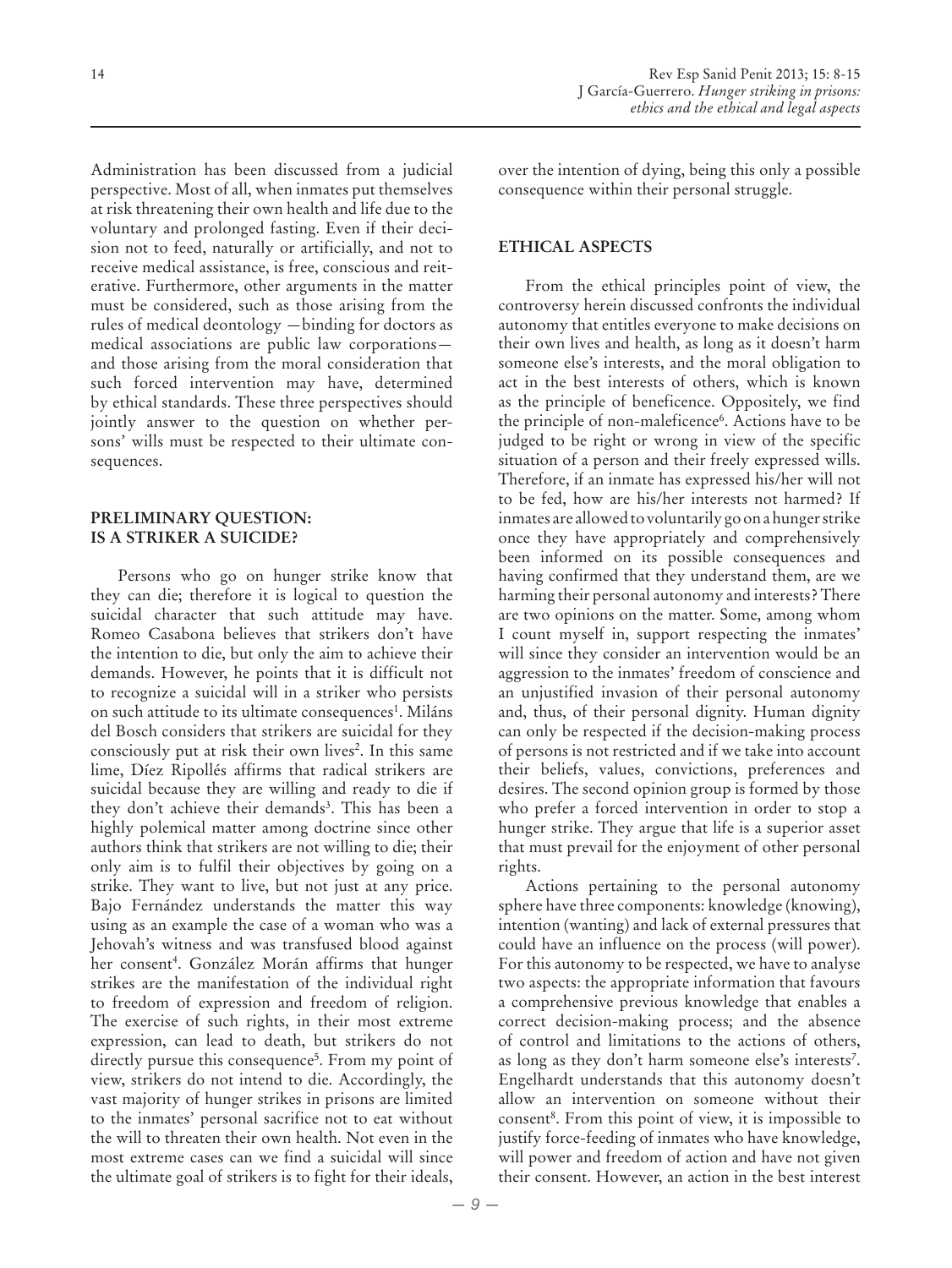Administration has been discussed from a judicial perspective. Most of all, when inmates put themselves at risk threatening their own health and life due to the voluntary and prolonged fasting. Even if their decision not to feed, naturally or artificially, and not to receive medical assistance, is free, conscious and reiterative. Furthermore, other arguments in the matter must be considered, such as those arising from the rules of medical deontology —binding for doctors as medical associations are public law corporations— and those arising from the moral consideration that such forced intervention may have, determined by ethical standards. These three perspectives should jointly answer to the question on whether persons' wills must be respected to their ultimate consequences.

## PRELIMINARY QUESTION: IS A STRIKER A SUICIDE?

Persons who go on hunger strike know that they can die; therefore it is logical to question the suicidal character that such attitude may have. Romeo Casabona believes that strikers don't have the intention to die, but only the aim to achieve their demands. However, he points that it is difficult not to recognize a suicidal will in a striker who persists on such attitude to its ultimate consequences[1]. Miláns del Bosch considers that strikers are suicidal for they consciously put at risk their own lives[2]. In this same lime, Díez Ripollés affirms that radical strikers are suicidal because they are willing and ready to die if they don't achieve their demands[3]. This has been a highly polemical matter among doctrine since other authors think that strikers are not willing to die; their only aim is to fulfil their objectives by going on a strike. They want to live, but not just at any price. Bajo Fernández understands the matter this way using as an example the case of a woman who was a Jehovah's witness and was transfused blood against her consent[4]. González Morán affirms that hunger strikes are the manifestation of the individual right to freedom of expression and freedom of religion. The exercise of such rights, in their most extreme expression, can lead to death, but strikers do not directly pursue this consequence[5]. From my point of view, strikers do not intend to die. Accordingly, the vast majority of hunger strikes in prisons are limited to the inmates' personal sacrifice not to eat without the will to threaten their own health. Not even in the most extreme cases can we find a suicidal will since the ultimate goal of strikers is to fight for their ideals, over the intention of dying, being this only a possible consequence within their personal struggle.

## ETHICAL ASPECTS

From the ethical principles point of view, the controversy herein discussed confronts the individual autonomy that entitles everyone to make decisions on their own lives and health, as long as it doesn't harm someone else's interests, and the moral obligation to act in the best interests of others, which is known as the principle of beneficence. Oppositely, we find the principle of non-maleficence[6]. Actions have to be judged to be right or wrong in view of the specific situation of a person and their freely expressed wills. Therefore, if an inmate has expressed his/her will not to be fed, how are his/her interests not harmed? If inmates are allowed to voluntarily go on a hunger strike once they have appropriately and comprehensively been informed on its possible consequences and having confirmed that they understand them, are we harming their personal autonomy and interests? There are two opinions on the matter. Some, among whom I count myself in, support respecting the inmates' will since they consider an intervention would be an aggression to the inmates' freedom of conscience and an unjustified invasion of their personal autonomy and, thus, of their personal dignity. Human dignity can only be respected if the decision-making process of persons is not restricted and if we take into account their beliefs, values, convictions, preferences and desires. The second opinion group is formed by those who prefer a forced intervention in order to stop a hunger strike. They argue that life is a superior asset that must prevail for the enjoyment of other personal rights.

Actions pertaining to the personal autonomy sphere have three components: knowledge (knowing), intention (wanting) and lack of external pressures that could have an influence on the process (will power). For this autonomy to be respected, we have to analyse two aspects: the appropriate information that favours a comprehensive previous knowledge that enables a correct decision-making process; and the absence of control and limitations to the actions of others, as long as they don't harm someone else's interests[7]. Engelhardt understands that this autonomy doesn't allow an intervention on someone without their consent[8]. From this point of view, it is impossible to justify force-feeding of inmates who have knowledge, will power and freedom of action and have not given their consent. However, an action in the best interest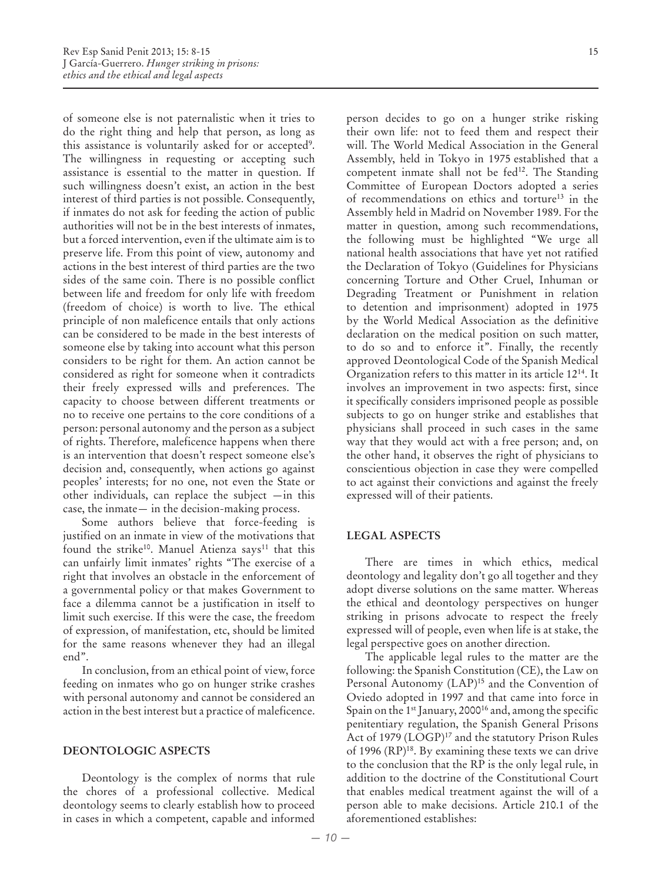of someone else is not paternalistic when it tries to do the right thing and help that person, as long as this assistance is voluntarily asked for or accepted[9]. The willingness in requesting or accepting such assistance is essential to the matter in question. If such willingness doesn't exist, an action in the best interest of third parties is not possible. Consequently, if inmates do not ask for feeding the action of public authorities will not be in the best interests of inmates, but a forced intervention, even if the ultimate aim is to preserve life. From this point of view, autonomy and actions in the best interest of third parties are the two sides of the same coin. There is no possible conflict between life and freedom for only life with freedom (freedom of choice) is worth to live. The ethical principle of non maleficence entails that only actions can be considered to be made in the best interests of someone else by taking into account what this person considers to be right for them. An action cannot be considered as right for someone when it contradicts their freely expressed wills and preferences. The capacity to choose between different treatments or no to receive one pertains to the core conditions of a person: personal autonomy and the person as a subject of rights. Therefore, maleficence happens when there is an intervention that doesn't respect someone else's decision and, consequently, when actions go against peoples' interests; for no one, not even the State or other individuals, can replace the subject —in this case, the inmate— in the decision-making process.

Some authors believe that force-feeding is justified on an inmate in view of the motivations that found the strike[10]. Manuel Atienza says[11] that this can unfairly limit inmates' rights "The exercise of a right that involves an obstacle in the enforcement of a governmental policy or that makes Government to face a dilemma cannot be a justification in itself to limit such exercise. If this were the case, the freedom of expression, of manifestation, etc, should be limited for the same reasons whenever they had an illegal end".

In conclusion, from an ethical point of view, force feeding on inmates who go on hunger strike crashes with personal autonomy and cannot be considered an action in the best interest but a practice of maleficence.

## DEONTOLOGIC ASPECTS

Deontology is the complex of norms that rule the chores of a professional collective. Medical deontology seems to clearly establish how to proceed in cases in which a competent, capable and informed person decides to go on a hunger strike risking their own life: not to feed them and respect their will. The World Medical Association in the General Assembly, held in Tokyo in 1975 established that a competent inmate shall not be fed[12]. The Standing Committee of European Doctors adopted a series of recommendations on ethics and torture[13] in the Assembly held in Madrid on November 1989. For the matter in question, among such recommendations, the following must be highlighted "We urge all national health associations that have yet not ratified the Declaration of Tokyo (Guidelines for Physicians concerning Torture and Other Cruel, Inhuman or Degrading Treatment or Punishment in relation to detention and imprisonment) adopted in 1975 by the World Medical Association as the definitive declaration on the medical position on such matter, to do so and to enforce it". Finally, the recently approved Deontological Code of the Spanish Medical Organization refers to this matter in its article 12[14]. It involves an improvement in two aspects: first, since it specifically considers imprisoned people as possible subjects to go on hunger strike and establishes that physicians shall proceed in such cases in the same way that they would act with a free person; and, on the other hand, it observes the right of physicians to conscientious objection in case they were compelled to act against their convictions and against the freely expressed will of their patients.

## LEGAL ASPECTS

There are times in which ethics, medical deontology and legality don't go all together and they adopt diverse solutions on the same matter. Whereas the ethical and deontology perspectives on hunger striking in prisons advocate to respect the freely expressed will of people, even when life is at stake, the legal perspective goes on another direction.

The applicable legal rules to the matter are the following: the Spanish Constitution (CE), the Law on Personal Autonomy (LAP)[15] and the Convention of Oviedo adopted in 1997 and that came into force in Spain on the 1st January, 2000[16] and, among the specific penitentiary regulation, the Spanish General Prisons Act of 1979 (LOGP)[17] and the statutory Prison Rules of 1996 (RP)[18]. By examining these texts we can drive to the conclusion that the RP is the only legal rule, in addition to the doctrine of the Constitutional Court that enables medical treatment against the will of a person able to make decisions. Article 210.1 of the aforementioned establishes: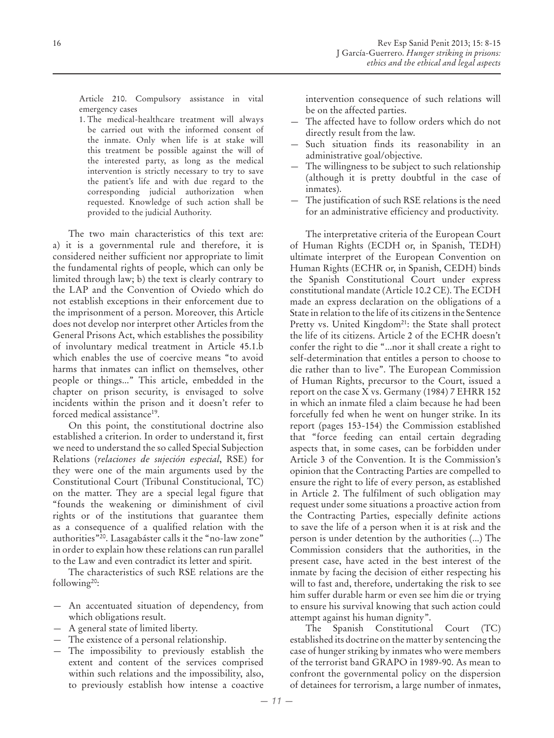Article 210. Compulsory assistance in vital emergency cases

1. The medical-healthcare treatment will always be carried out with the informed consent of the inmate. Only when life is at stake will this treatment be possible against the will of the interested party, as long as the medical intervention is strictly necessary to try to save the patient's life and with due regard to the corresponding judicial authorization when requested. Knowledge of such action shall be provided to the judicial Authority.

The two main characteristics of this text are: a) it is a governmental rule and therefore, it is considered neither sufficient nor appropriate to limit the fundamental rights of people, which can only be limited through law; b) the text is clearly contrary to the LAP and the Convention of Oviedo which do not establish exceptions in their enforcement due to the imprisonment of a person. Moreover, this Article does not develop nor interpret other Articles from the General Prisons Act, which establishes the possibility of involuntary medical treatment in Article 45.1.b which enables the use of coercive means "to avoid harms that inmates can inflict on themselves, other people or things..." This article, embedded in the chapter on prison security, is envisaged to solve incidents within the prison and it doesn't refer to forced medical assistance[19].

On this point, the constitutional doctrine also established a criterion. In order to understand it, first we need to understand the so called Special Subjection Relations (*relaciones de sujeción especial*, RSE) for they were one of the main arguments used by the Constitutional Court (Tribunal Constitucional, TC) on the matter. They are a special legal figure that "founds the weakening or diminishment of civil rights or of the institutions that guarantee them as a consequence of a qualified relation with the authorities"[20]. Lasagabáster calls it the "no-law zone" in order to explain how these relations can run parallel to the Law and even contradict its letter and spirit.

The characteristics of such RSE relations are the following[20]:

- An accentuated situation of dependency, from which obligations result.
- A general state of limited liberty.
- The existence of a personal relationship.
- The impossibility to previously establish the extent and content of the services comprised within such relations and the impossibility, also, to previously establish how intense a coactive intervention consequence of such relations will be on the affected parties.
- The affected have to follow orders which do not directly result from the law.
- Such situation finds its reasonability in an administrative goal/objective.
- The willingness to be subject to such relationship (although it is pretty doubtful in the case of inmates).
- The justification of such RSE relations is the need for an administrative efficiency and productivity.

The interpretative criteria of the European Court of Human Rights (ECDH or, in Spanish, TEDH) ultimate interpret of the European Convention on Human Rights (ECHR or, in Spanish, CEDH) binds the Spanish Constitutional Court under express constitutional mandate (Article 10.2 CE). The ECDH made an express declaration on the obligations of a State in relation to the life of its citizens in the Sentence Pretty vs. United Kingdom[21]: the State shall protect the life of its citizens. Article 2 of the ECHR doesn't confer the right to die "...nor it shall create a right to self-determination that entitles a person to choose to die rather than to live". The European Commission of Human Rights, precursor to the Court, issued a report on the case X vs. Germany (1984) 7 EHRR 152 in which an inmate filed a claim because he had been forcefully fed when he went on hunger strike. In its report (pages 153-154) the Commission established that "force feeding can entail certain degrading aspects that, in some cases, can be forbidden under Article 3 of the Convention. It is the Commission's opinion that the Contracting Parties are compelled to ensure the right to life of every person, as established in Article 2. The fulfilment of such obligation may request under some situations a proactive action from the Contracting Parties, especially definite actions to save the life of a person when it is at risk and the person is under detention by the authorities (...) The Commission considers that the authorities, in the present case, have acted in the best interest of the inmate by facing the decision of either respecting his will to fast and, therefore, undertaking the risk to see him suffer durable harm or even see him die or trying to ensure his survival knowing that such action could attempt against his human dignity".

The Spanish Constitutional Court (TC) established its doctrine on the matter by sentencing the case of hunger striking by inmates who were members of the terrorist band GRAPO in 1989-90. As mean to confront the governmental policy on the dispersion of detainees for terrorism, a large number of inmates,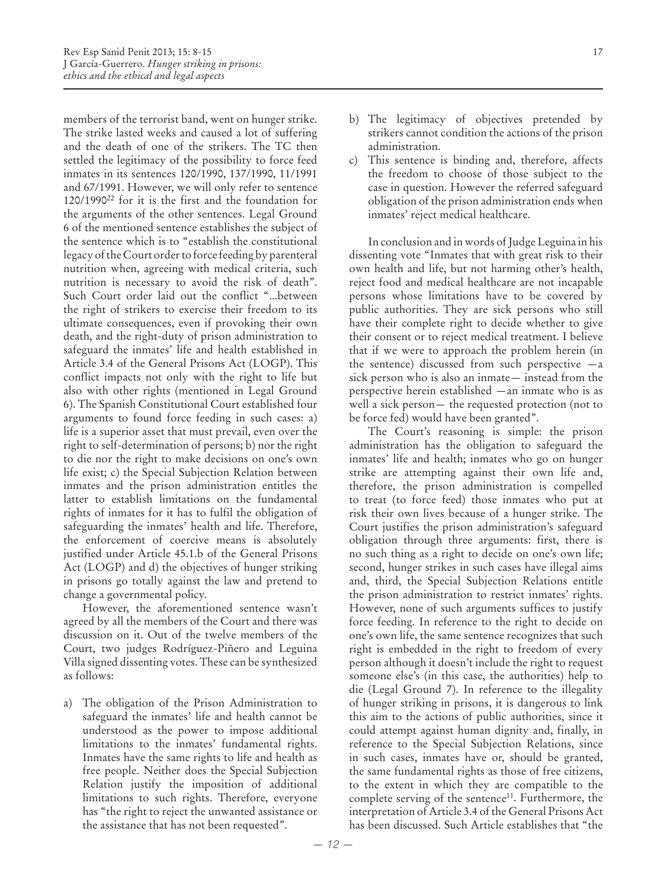members of the terrorist band, went on hunger strike. The strike lasted weeks and caused a lot of suffering and the death of one of the strikers. The TC then settled the legitimacy of the possibility to force feed inmates in its sentences 120/1990, 137/1990, 11/1991 and 67/1991. However, we will only refer to sentence 120/1990[22] for it is the first and the foundation for the arguments of the other sentences. Legal Ground 6 of the mentioned sentence establishes the subject of the sentence which is to "establish the constitutional legacy of the Court order to force feeding by parenteral nutrition when, agreeing with medical criteria, such nutrition is necessary to avoid the risk of death". Such Court order laid out the conflict "...between the right of strikers to exercise their freedom to its ultimate consequences, even if provoking their own death, and the right-duty of prison administration to safeguard the inmates' life and health established in Article 3.4 of the General Prisons Act (LOGP). This conflict impacts not only with the right to life but also with other rights (mentioned in Legal Ground 6). The Spanish Constitutional Court established four arguments to found force feeding in such cases: a) life is a superior asset that must prevail, even over the right to self-determination of persons; b) nor the right to die nor the right to make decisions on one's own life exist; c) the Special Subjection Relation between inmates and the prison administration entitles the latter to establish limitations on the fundamental rights of inmates for it has to fulfil the obligation of safeguarding the inmates' health and life. Therefore, the enforcement of coercive means is absolutely justified under Article 45.1.b of the General Prisons Act (LOGP) and d) the objectives of hunger striking in prisons go totally against the law and pretend to change a governmental policy.

However, the aforementioned sentence wasn't agreed by all the members of the Court and there was discussion on it. Out of the twelve members of the Court, two judges Rodríguez-Piñero and Leguina Villa signed dissenting votes. These can be synthesized as follows:

a) The obligation of the Prison Administration to safeguard the inmates' life and health cannot be understood as the power to impose additional limitations to the inmates' fundamental rights. Inmates have the same rights to life and health as free people. Neither does the Special Subjection Relation justify the imposition of additional limitations to such rights. Therefore, everyone has "the right to reject the unwanted assistance or the assistance that has not been requested".
b) The legitimacy of objectives pretended by strikers cannot condition the actions of the prison administration.
c) This sentence is binding and, therefore, affects the freedom to choose of those subject to the case in question. However the referred safeguard obligation of the prison administration ends when inmates' reject medical healthcare.

In conclusion and in words of Judge Leguina in his dissenting vote "Inmates that with great risk to their own health and life, but not harming other's health, reject food and medical healthcare are not incapable persons whose limitations have to be covered by public authorities. They are sick persons who still have their complete right to decide whether to give their consent or to reject medical treatment. I believe that if we were to approach the problem herein (in the sentence) discussed from such perspective —a sick person who is also an inmate— instead from the perspective herein established —an inmate who is as well a sick person— the requested protection (not to be force fed) would have been granted".

The Court's reasoning is simple: the prison administration has the obligation to safeguard the inmates' life and health; inmates who go on hunger strike are attempting against their own life and, therefore, the prison administration is compelled to treat (to force feed) those inmates who put at risk their own lives because of a hunger strike. The Court justifies the prison administration's safeguard obligation through three arguments: first, there is no such thing as a right to decide on one's own life; second, hunger strikes in such cases have illegal aims and, third, the Special Subjection Relations entitle the prison administration to restrict inmates' rights. However, none of such arguments suffices to justify force feeding. In reference to the right to decide on one's own life, the same sentence recognizes that such right is embedded in the right to freedom of every person although it doesn't include the right to request someone else's (in this case, the authorities) help to die (Legal Ground 7). In reference to the illegality of hunger striking in prisons, it is dangerous to link this aim to the actions of public authorities, since it could attempt against human dignity and, finally, in reference to the Special Subjection Relations, since in such cases, inmates have or, should be granted, the same fundamental rights as those of free citizens, to the extent in which they are compatible to the complete serving of the sentence[11]. Furthermore, the interpretation of Article 3.4 of the General Prisons Act has been discussed. Such Article establishes that "the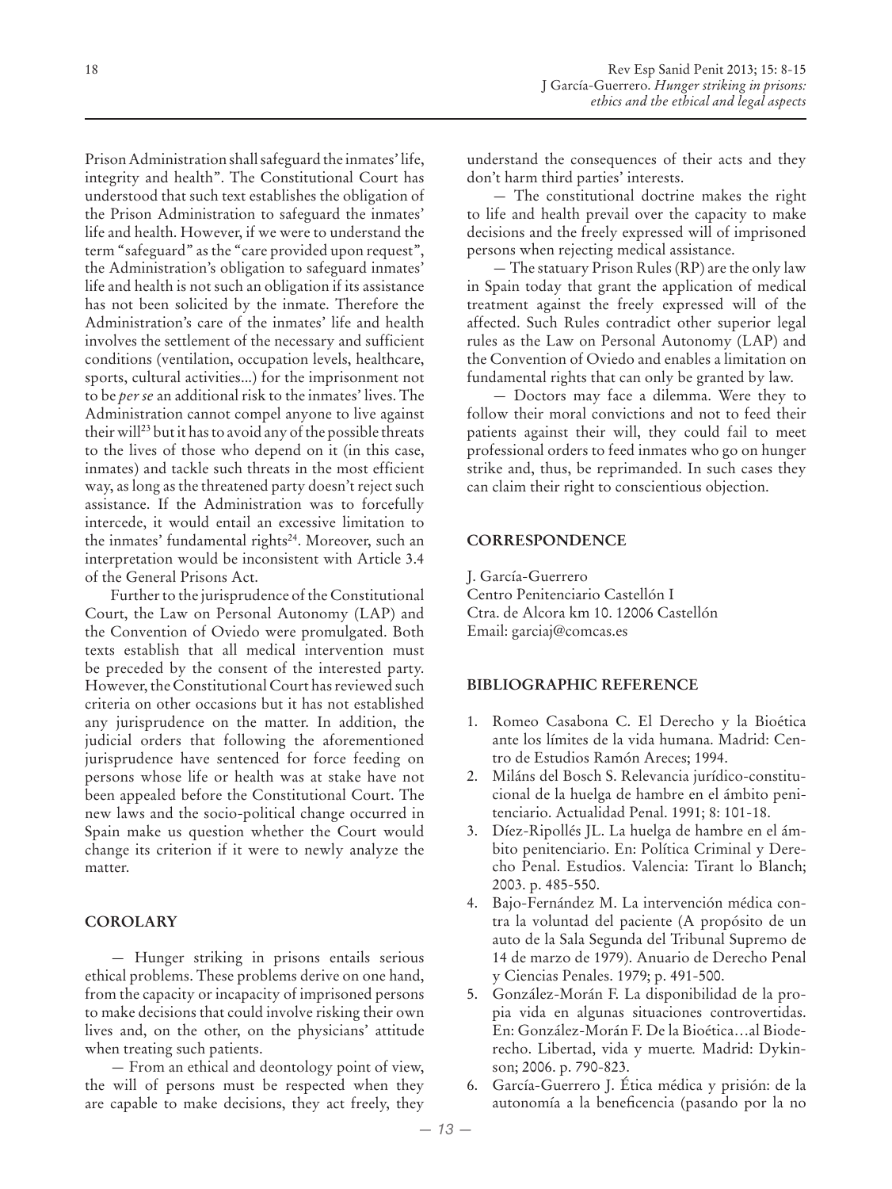Prison Administration shall safeguard the inmates' life, integrity and health". The Constitutional Court has understood that such text establishes the obligation of the Prison Administration to safeguard the inmates' life and health. However, if we were to understand the term "safeguard" as the "care provided upon request", the Administration's obligation to safeguard inmates' life and health is not such an obligation if its assistance has not been solicited by the inmate. Therefore the Administration's care of the inmates' life and health involves the settlement of the necessary and sufficient conditions (ventilation, occupation levels, healthcare, sports, cultural activities...) for the imprisonment not to be *per se* an additional risk to the inmates' lives. The Administration cannot compel anyone to live against their will[23] but it has to avoid any of the possible threats to the lives of those who depend on it (in this case, inmates) and tackle such threats in the most efficient way, as long as the threatened party doesn't reject such assistance. If the Administration was to forcefully intercede, it would entail an excessive limitation to the inmates' fundamental rights[24]. Moreover, such an interpretation would be inconsistent with Article 3.4 of the General Prisons Act.

Further to the jurisprudence of the Constitutional Court, the Law on Personal Autonomy (LAP) and the Convention of Oviedo were promulgated. Both texts establish that all medical intervention must be preceded by the consent of the interested party. However, the Constitutional Court has reviewed such criteria on other occasions but it has not established any jurisprudence on the matter. In addition, the judicial orders that following the aforementioned jurisprudence have sentenced for force feeding on persons whose life or health was at stake have not been appealed before the Constitutional Court. The new laws and the socio-political change occurred in Spain make us question whether the Court would change its criterion if it were to newly analyze the matter.

## COROLARY

— Hunger striking in prisons entails serious ethical problems. These problems derive on one hand, from the capacity or incapacity of imprisoned persons to make decisions that could involve risking their own lives and, on the other, on the physicians' attitude when treating such patients.

— From an ethical and deontology point of view, the will of persons must be respected when they are capable to make decisions, they act freely, they understand the consequences of their acts and they don't harm third parties' interests.

— The constitutional doctrine makes the right to life and health prevail over the capacity to make decisions and the freely expressed will of imprisoned persons when rejecting medical assistance.

— The statuary Prison Rules (RP) are the only law in Spain today that grant the application of medical treatment against the freely expressed will of the affected. Such Rules contradict other superior legal rules as the Law on Personal Autonomy (LAP) and the Convention of Oviedo and enables a limitation on fundamental rights that can only be granted by law.

— Doctors may face a dilemma. Were they to follow their moral convictions and not to feed their patients against their will, they could fail to meet professional orders to feed inmates who go on hunger strike and, thus, be reprimanded. In such cases they can claim their right to conscientious objection.

## CORRESPONDENCE

J. García-Guerrero
Centro Penitenciario Castellón I
Ctra. de Alcora km 10. 12006 Castellón
Email: garciaj@comcas.es

## BIBLIOGRAPHIC REFERENCE

1. Romeo Casabona C. El Derecho y la Bioética ante los límites de la vida humana. Madrid: Centro de Estudios Ramón Areces; 1994.
2. Miláns del Bosch S. Relevancia jurídico-constitucional de la huelga de hambre en el ámbito penitenciario. Actualidad Penal. 1991; 8: 101-18.
3. Díez-Ripollés JL. La huelga de hambre en el ámbito penitenciario. En: Política Criminal y Derecho Penal. Estudios. Valencia: Tirant lo Blanch; 2003. p. 485-550.
4. Bajo-Fernández M. La intervención médica contra la voluntad del paciente (A propósito de un auto de la Sala Segunda del Tribunal Supremo de 14 de marzo de 1979). Anuario de Derecho Penal y Ciencias Penales. 1979; p. 491-500.
5. González-Morán F. La disponibilidad de la propia vida en algunas situaciones controvertidas. En: González-Morán F. De la Bioética…al Bioderecho. Libertad, vida y muerte*.* Madrid: Dykinson; 2006. p. 790-823.
6. García-Guerrero J. Ética médica y prisión: de la autonomía a la beneficencia (pasando por la no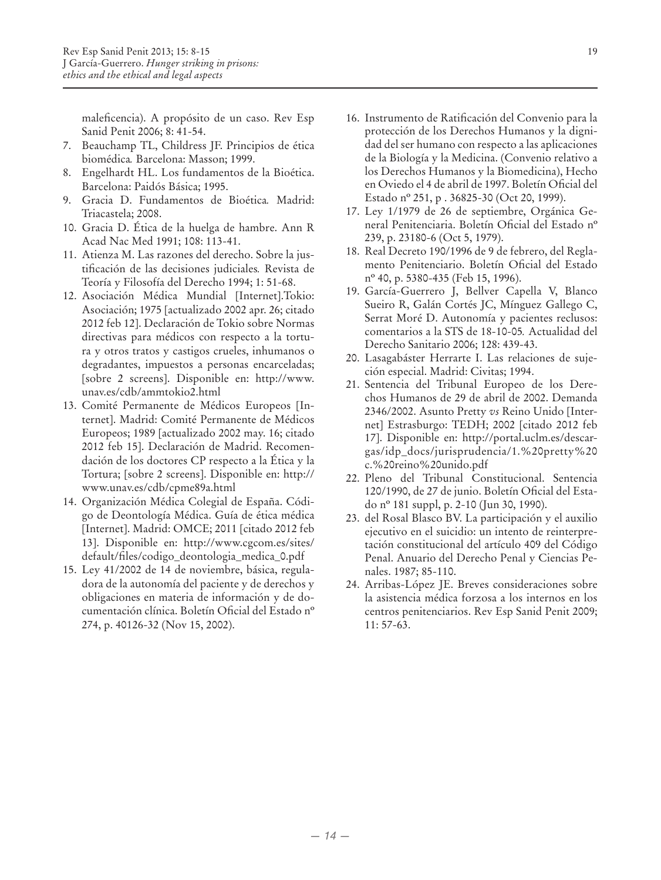maleficencia). A propósito de un caso. Rev Esp Sanid Penit 2006; 8: 41-54.

7. Beauchamp TL, Childress JF. Principios de ética biomédica*.* Barcelona: Masson; 1999.
8. Engelhardt HL. Los fundamentos de la Bioética. Barcelona: Paidós Básica; 1995.
9. Gracia D. Fundamentos de Bioética*.* Madrid: Triacastela; 2008.
10. Gracia D. Ética de la huelga de hambre. Ann R Acad Nac Med 1991; 108: 113-41.
11. Atienza M. Las razones del derecho. Sobre la justificación de las decisiones judiciales*.* Revista de Teoría y Filosofía del Derecho 1994; 1: 51-68.
12. Asociación Médica Mundial [Internet].Tokio: Asociación; 1975 [actualizado 2002 apr. 26; citado 2012 feb 12]. Declaración de Tokio sobre Normas directivas para médicos con respecto a la tortura y otros tratos y castigos crueles, inhumanos o degradantes, impuestos a personas encarceladas; [sobre 2 screens]. Disponible en: http://www.unav.es/cdb/ammtokio2.html
13. Comité Permanente de Médicos Europeos [Internet]. Madrid: Comité Permanente de Médicos Europeos; 1989 [actualizado 2002 may. 16; citado 2012 feb 15]. Declaración de Madrid. Recomendación de los doctores CP respecto a la Ética y la Tortura; [sobre 2 screens]. Disponible en: http://www.unav.es/cdb/cpme89a.html
14. Organización Médica Colegial de España. Código de Deontología Médica. Guía de ética médica [Internet]. Madrid: OMCE; 2011 [citado 2012 feb 13]. Disponible en: http://www.cgcom.es/sites/default/files/codigo_deontologia_medica_0.pdf
15. Ley 41/2002 de 14 de noviembre, básica, reguladora de la autonomía del paciente y de derechos y obligaciones en materia de información y de documentación clínica. Boletín Oficial del Estado nº 274, p. 40126-32 (Nov 15, 2002).
16. Instrumento de Ratificación del Convenio para la protección de los Derechos Humanos y la dignidad del ser humano con respecto a las aplicaciones de la Biología y la Medicina. (Convenio relativo a los Derechos Humanos y la Biomedicina), Hecho en Oviedo el 4 de abril de 1997. Boletín Oficial del Estado nº 251, p . 36825-30 (Oct 20, 1999).
17. Ley 1/1979 de 26 de septiembre, Orgánica General Penitenciaria. Boletín Oficial del Estado nº 239, p. 23180-6 (Oct 5, 1979).
18. Real Decreto 190/1996 de 9 de febrero, del Reglamento Penitenciario. Boletín Oficial del Estado nº 40, p. 5380-435 (Feb 15, 1996).
19. García-Guerrero J, Bellver Capella V, Blanco Sueiro R, Galán Cortés JC, Mínguez Gallego C, Serrat Moré D. Autonomía y pacientes reclusos: comentarios a la STS de 18-10-05*.* Actualidad del Derecho Sanitario 2006; 128: 439-43.
20. Lasagabáster Herrarte I. Las relaciones de sujeción especial. Madrid: Civitas; 1994.
21. Sentencia del Tribunal Europeo de los Derechos Humanos de 29 de abril de 2002. Demanda 2346/2002. Asunto Pretty *vs* Reino Unido [Internet] Estrasburgo: TEDH; 2002 [citado 2012 feb 17]. Disponible en: http://portal.uclm.es/descargas/idp_docs/jurisprudencia/1.%20pretty%20c.%20reino%20unido.pdf
22. Pleno del Tribunal Constitucional. Sentencia 120/1990, de 27 de junio. Boletín Oficial del Estado nº 181 suppl, p. 2-10 (Jun 30, 1990).
23. del Rosal Blasco BV. La participación y el auxilio ejecutivo en el suicidio: un intento de reinterpretación constitucional del artículo 409 del Código Penal. Anuario del Derecho Penal y Ciencias Penales. 1987; 85-110.
24. Arribas-López JE. Breves consideraciones sobre la asistencia médica forzosa a los internos en los centros penitenciarios. Rev Esp Sanid Penit 2009; 11: 57-63.